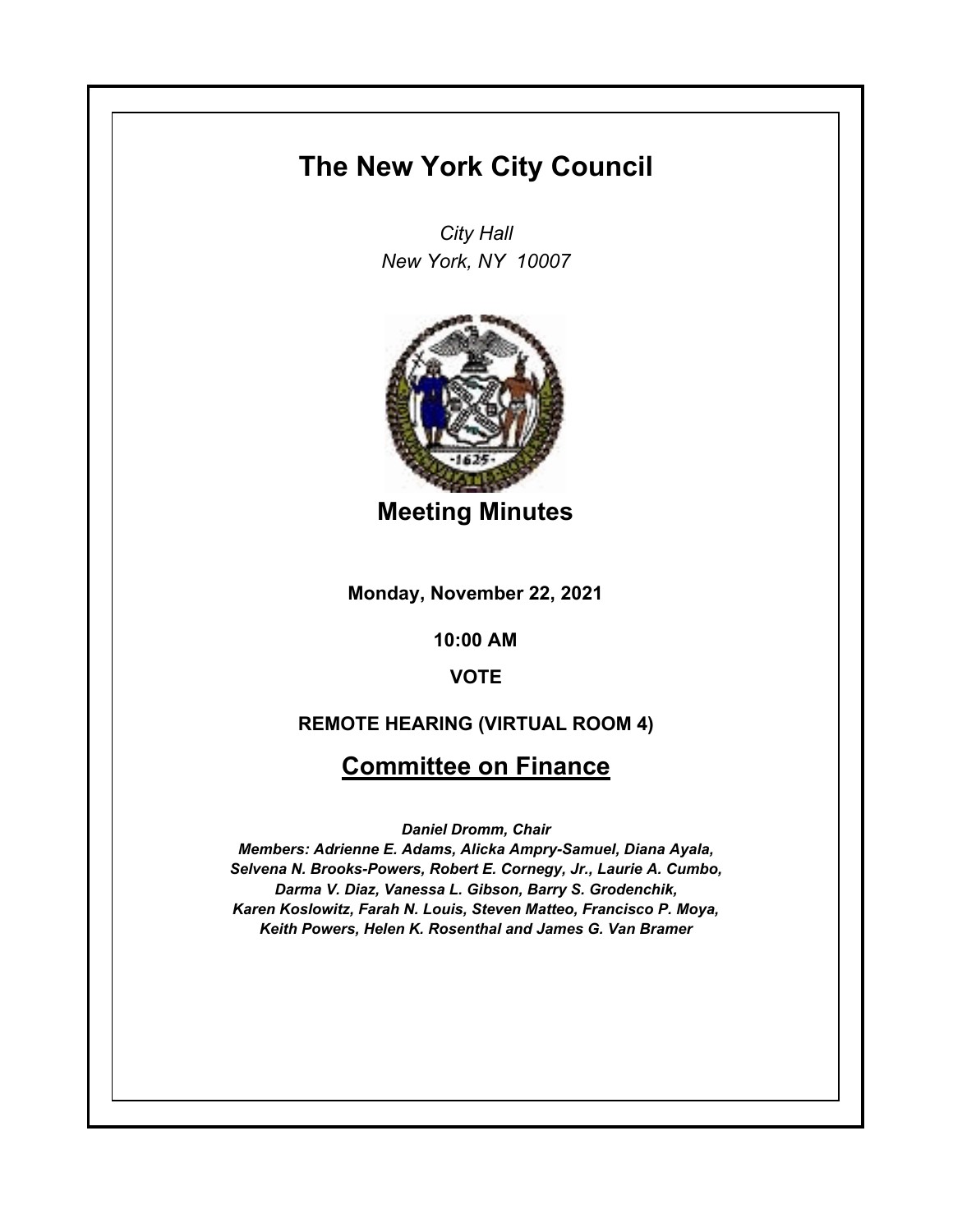# The New York City Council

*City Hall*
*New York, NY 10007*

## Meeting Minutes

**Monday, November 22, 2021**

**10:00 AM**

**VOTE**

**REMOTE HEARING (VIRTUAL ROOM 4)**

## Committee on Finance

***Daniel Dromm, Chair***
***Members: Adrienne E. Adams, Alicka Ampry-Samuel, Diana Ayala, Selvena N. Brooks-Powers, Robert E. Cornegy, Jr., Laurie A. Cumbo, Darma V. Diaz, Vanessa L. Gibson, Barry S. Grodenchik, Karen Koslowitz, Farah N. Louis, Steven Matteo, Francisco P. Moya, Keith Powers, Helen K. Rosenthal and James G. Van Bramer***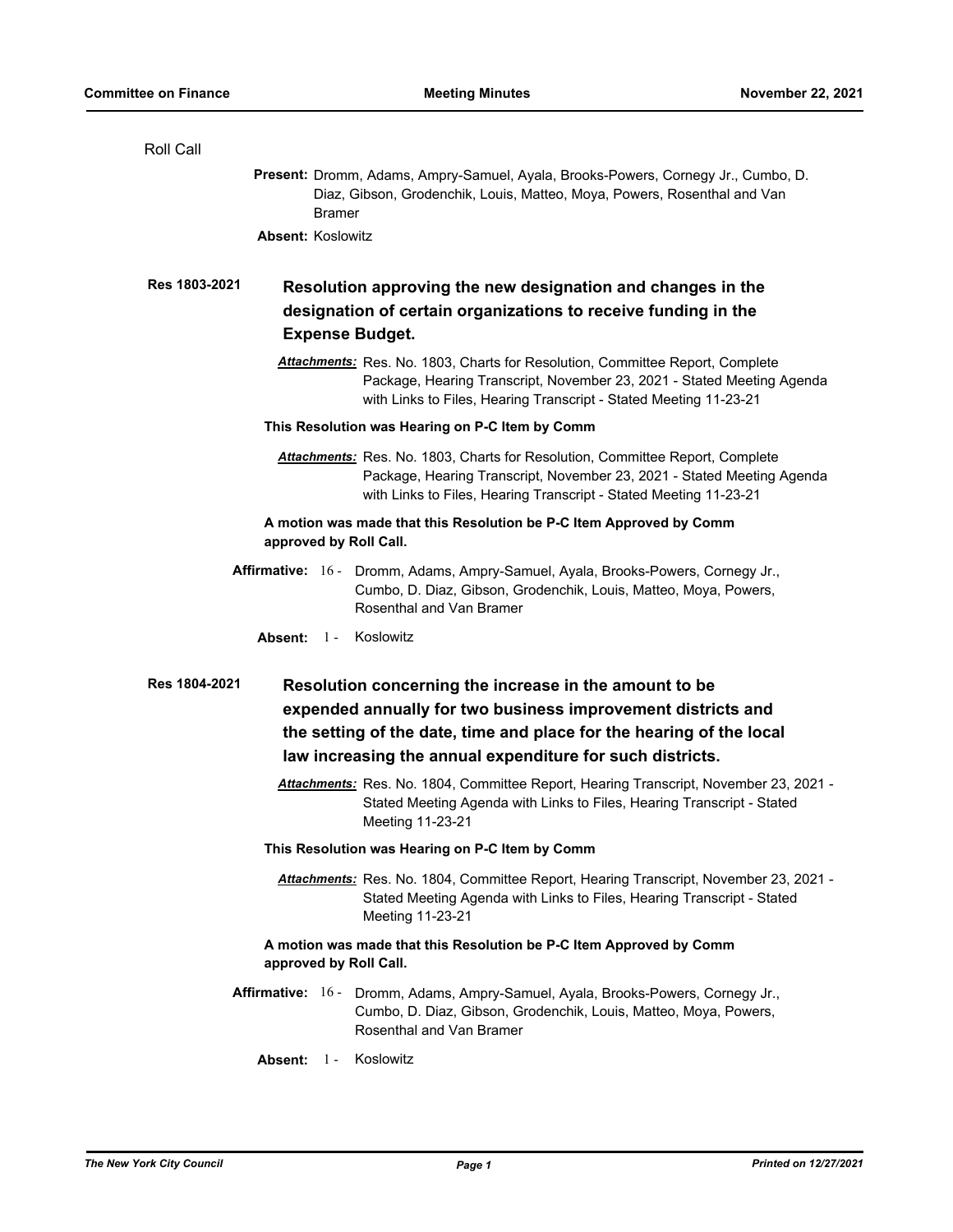Roll Call

**Present:** Dromm, Adams, Ampry-Samuel, Ayala, Brooks-Powers, Cornegy Jr., Cumbo, D. Diaz, Gibson, Grodenchik, Louis, Matteo, Moya, Powers, Rosenthal and Van Bramer

**Absent:** Koslowitz

**Res 1803-2021** **Resolution approving the new designation and changes in the designation of certain organizations to receive funding in the Expense Budget.**

***Attachments:*** Res. No. 1803, Charts for Resolution, Committee Report, Complete Package, Hearing Transcript, November 23, 2021 - Stated Meeting Agenda with Links to Files, Hearing Transcript - Stated Meeting 11-23-21

**This Resolution was Hearing on P-C Item by Comm**

***Attachments:*** Res. No. 1803, Charts for Resolution, Committee Report, Complete Package, Hearing Transcript, November 23, 2021 - Stated Meeting Agenda with Links to Files, Hearing Transcript - Stated Meeting 11-23-21

**A motion was made that this Resolution be P-C Item Approved by Comm approved by Roll Call.**

**Affirmative:** 16 - Dromm, Adams, Ampry-Samuel, Ayala, Brooks-Powers, Cornegy Jr., Cumbo, D. Diaz, Gibson, Grodenchik, Louis, Matteo, Moya, Powers, Rosenthal and Van Bramer

**Absent:** 1 - Koslowitz

**Res 1804-2021** **Resolution concerning the increase in the amount to be expended annually for two business improvement districts and the setting of the date, time and place for the hearing of the local law increasing the annual expenditure for such districts.**

***Attachments:*** Res. No. 1804, Committee Report, Hearing Transcript, November 23, 2021 - Stated Meeting Agenda with Links to Files, Hearing Transcript - Stated Meeting 11-23-21

**This Resolution was Hearing on P-C Item by Comm**

***Attachments:*** Res. No. 1804, Committee Report, Hearing Transcript, November 23, 2021 - Stated Meeting Agenda with Links to Files, Hearing Transcript - Stated Meeting 11-23-21

**A motion was made that this Resolution be P-C Item Approved by Comm approved by Roll Call.**

**Affirmative:** 16 - Dromm, Adams, Ampry-Samuel, Ayala, Brooks-Powers, Cornegy Jr., Cumbo, D. Diaz, Gibson, Grodenchik, Louis, Matteo, Moya, Powers, Rosenthal and Van Bramer

**Absent:** 1 - Koslowitz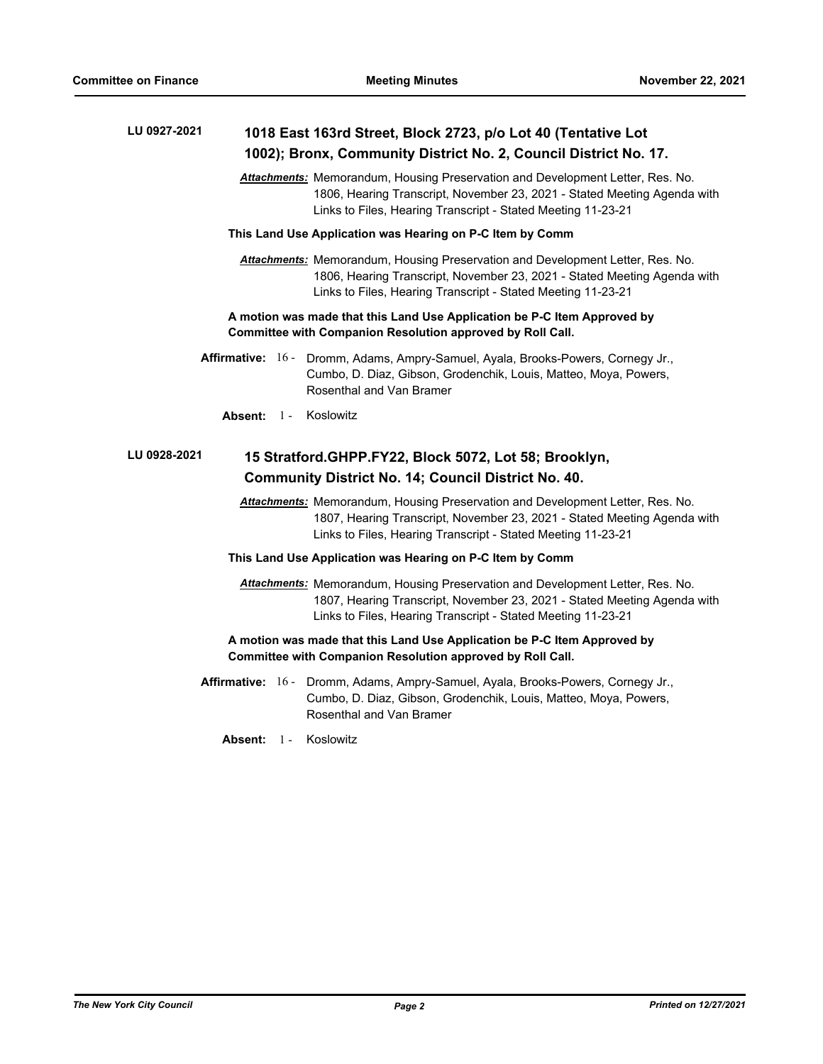**LU 0927-2021** **1018 East 163rd Street, Block 2723, p/o Lot 40 (Tentative Lot 1002); Bronx, Community District No. 2, Council District No. 17.**

***Attachments:*** Memorandum, Housing Preservation and Development Letter, Res. No. 1806, Hearing Transcript, November 23, 2021 - Stated Meeting Agenda with Links to Files, Hearing Transcript - Stated Meeting 11-23-21

**This Land Use Application was Hearing on P-C Item by Comm**

***Attachments:*** Memorandum, Housing Preservation and Development Letter, Res. No. 1806, Hearing Transcript, November 23, 2021 - Stated Meeting Agenda with Links to Files, Hearing Transcript - Stated Meeting 11-23-21

**A motion was made that this Land Use Application be P-C Item Approved by Committee with Companion Resolution approved by Roll Call.**

**Affirmative:** 16 - Dromm, Adams, Ampry-Samuel, Ayala, Brooks-Powers, Cornegy Jr., Cumbo, D. Diaz, Gibson, Grodenchik, Louis, Matteo, Moya, Powers, Rosenthal and Van Bramer

**Absent:** 1 - Koslowitz

**LU 0928-2021** **15 Stratford.GHPP.FY22, Block 5072, Lot 58; Brooklyn, Community District No. 14; Council District No. 40.**

***Attachments:*** Memorandum, Housing Preservation and Development Letter, Res. No. 1807, Hearing Transcript, November 23, 2021 - Stated Meeting Agenda with Links to Files, Hearing Transcript - Stated Meeting 11-23-21

**This Land Use Application was Hearing on P-C Item by Comm**

***Attachments:*** Memorandum, Housing Preservation and Development Letter, Res. No. 1807, Hearing Transcript, November 23, 2021 - Stated Meeting Agenda with Links to Files, Hearing Transcript - Stated Meeting 11-23-21

**A motion was made that this Land Use Application be P-C Item Approved by Committee with Companion Resolution approved by Roll Call.**

**Affirmative:** 16 - Dromm, Adams, Ampry-Samuel, Ayala, Brooks-Powers, Cornegy Jr., Cumbo, D. Diaz, Gibson, Grodenchik, Louis, Matteo, Moya, Powers, Rosenthal and Van Bramer

**Absent:** 1 - Koslowitz